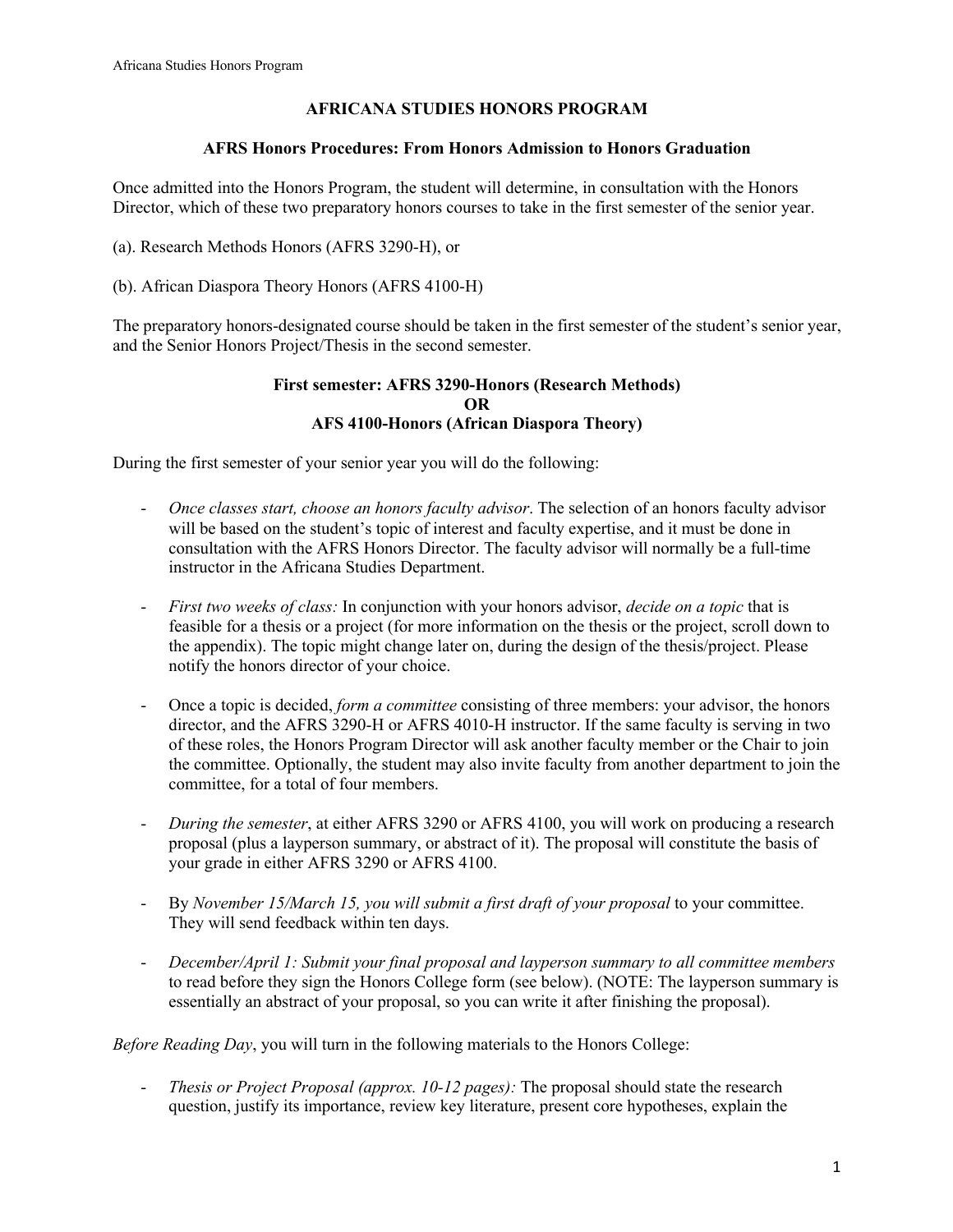# AFRICANA STUDIES HONORS PROGRAM

## AFRS Honors Procedures: From Honors Admission to Honors Graduation

Once admitted into the Honors Program, the student will determine, in consultation with the Honors Director, which of these two preparatory honors courses to take in the first semester of the senior year.

(a). Research Methods Honors (AFRS 3290-H), or

(b). African Diaspora Theory Honors (AFRS 4100-H)

The preparatory honors-designated course should be taken in the first semester of the student's senior year, and the Senior Honors Project/Thesis in the second semester.

### First semester: AFRS 3290-Honors (Research Methods) OR AFS 4100-Honors (African Diaspora Theory)

During the first semester of your senior year you will do the following:

- *Once classes start, choose an honors faculty advisor*. The selection of an honors faculty advisor will be based on the student's topic of interest and faculty expertise, and it must be done in consultation with the AFRS Honors Director. The faculty advisor will normally be a full-time instructor in the Africana Studies Department.
- *First two weeks of class:* In conjunction with your honors advisor, *decide on a topic* that is feasible for a thesis or a project (for more information on the thesis or the project, scroll down to the appendix). The topic might change later on, during the design of the thesis/project. Please notify the honors director of your choice.
- Once a topic is decided, *form a committee* consisting of three members: your advisor, the honors director, and the AFRS 3290-H or AFRS 4010-H instructor. If the same faculty is serving in two of these roles, the Honors Program Director will ask another faculty member or the Chair to join the committee. Optionally, the student may also invite faculty from another department to join the committee, for a total of four members.
- *During the semester*, at either AFRS 3290 or AFRS 4100, you will work on producing a research proposal (plus a layperson summary, or abstract of it). The proposal will constitute the basis of your grade in either AFRS 3290 or AFRS 4100.
- By *November 15/March 15, you will submit a first draft of your proposal* to your committee. They will send feedback within ten days.
- *December/April 1: Submit your final proposal and layperson summary to all committee members* to read before they sign the Honors College form (see below). (NOTE: The layperson summary is essentially an abstract of your proposal, so you can write it after finishing the proposal).

*Before Reading Day*, you will turn in the following materials to the Honors College:

- *Thesis or Project Proposal (approx. 10-12 pages):* The proposal should state the research question, justify its importance, review key literature, present core hypotheses, explain the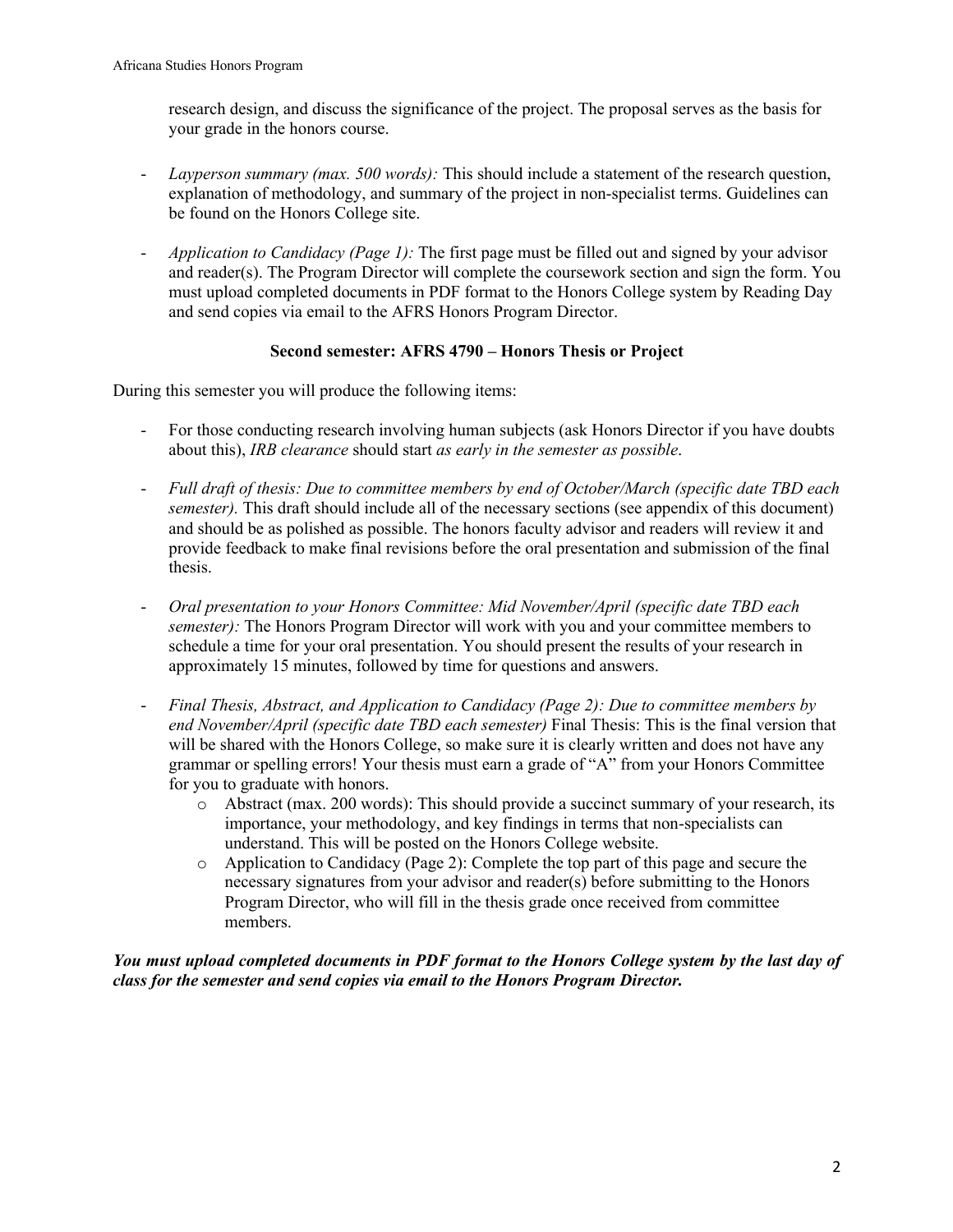research design, and discuss the significance of the project. The proposal serves as the basis for your grade in the honors course.

- *Layperson summary (max. 500 words):* This should include a statement of the research question, explanation of methodology, and summary of the project in non-specialist terms. Guidelines can be found on the Honors College site.

- *Application to Candidacy (Page 1):* The first page must be filled out and signed by your advisor and reader(s). The Program Director will complete the coursework section and sign the form. You must upload completed documents in PDF format to the Honors College system by Reading Day and send copies via email to the AFRS Honors Program Director.

**Second semester: AFRS 4790 – Honors Thesis or Project**

During this semester you will produce the following items:

- For those conducting research involving human subjects (ask Honors Director if you have doubts about this), *IRB clearance* should start *as early in the semester as possible*.

- *Full draft of thesis: Due to committee members by end of October/March (specific date TBD each semester).* This draft should include all of the necessary sections (see appendix of this document) and should be as polished as possible. The honors faculty advisor and readers will review it and provide feedback to make final revisions before the oral presentation and submission of the final thesis.

- *Oral presentation to your Honors Committee: Mid November/April (specific date TBD each semester):* The Honors Program Director will work with you and your committee members to schedule a time for your oral presentation. You should present the results of your research in approximately 15 minutes, followed by time for questions and answers.

- *Final Thesis, Abstract, and Application to Candidacy (Page 2): Due to committee members by end November/April (specific date TBD each semester)* Final Thesis: This is the final version that will be shared with the Honors College, so make sure it is clearly written and does not have any grammar or spelling errors! Your thesis must earn a grade of "A" from your Honors Committee for you to graduate with honors.
    - Abstract (max. 200 words): This should provide a succinct summary of your research, its importance, your methodology, and key findings in terms that non-specialists can understand. This will be posted on the Honors College website.
    - Application to Candidacy (Page 2): Complete the top part of this page and secure the necessary signatures from your advisor and reader(s) before submitting to the Honors Program Director, who will fill in the thesis grade once received from committee members.

***You must upload completed documents in PDF format to the Honors College system by the last day of class for the semester and send copies via email to the Honors Program Director.***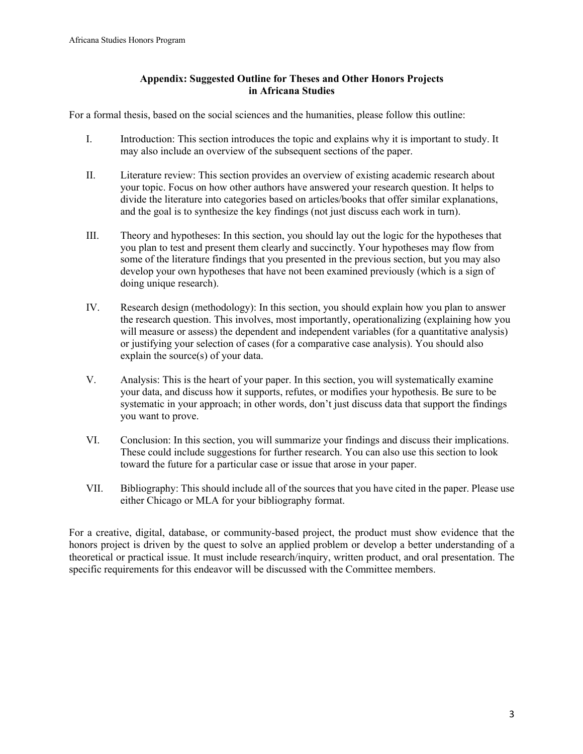## Appendix: Suggested Outline for Theses and Other Honors Projects in Africana Studies

For a formal thesis, based on the social sciences and the humanities, please follow this outline:

I. Introduction: This section introduces the topic and explains why it is important to study. It may also include an overview of the subsequent sections of the paper.

II. Literature review: This section provides an overview of existing academic research about your topic. Focus on how other authors have answered your research question. It helps to divide the literature into categories based on articles/books that offer similar explanations, and the goal is to synthesize the key findings (not just discuss each work in turn).

III. Theory and hypotheses: In this section, you should lay out the logic for the hypotheses that you plan to test and present them clearly and succinctly. Your hypotheses may flow from some of the literature findings that you presented in the previous section, but you may also develop your own hypotheses that have not been examined previously (which is a sign of doing unique research).

IV. Research design (methodology): In this section, you should explain how you plan to answer the research question. This involves, most importantly, operationalizing (explaining how you will measure or assess) the dependent and independent variables (for a quantitative analysis) or justifying your selection of cases (for a comparative case analysis). You should also explain the source(s) of your data.

V. Analysis: This is the heart of your paper. In this section, you will systematically examine your data, and discuss how it supports, refutes, or modifies your hypothesis. Be sure to be systematic in your approach; in other words, don't just discuss data that support the findings you want to prove.

VI. Conclusion: In this section, you will summarize your findings and discuss their implications. These could include suggestions for further research. You can also use this section to look toward the future for a particular case or issue that arose in your paper.

VII. Bibliography: This should include all of the sources that you have cited in the paper. Please use either Chicago or MLA for your bibliography format.

For a creative, digital, database, or community-based project, the product must show evidence that the honors project is driven by the quest to solve an applied problem or develop a better understanding of a theoretical or practical issue. It must include research/inquiry, written product, and oral presentation. The specific requirements for this endeavor will be discussed with the Committee members.